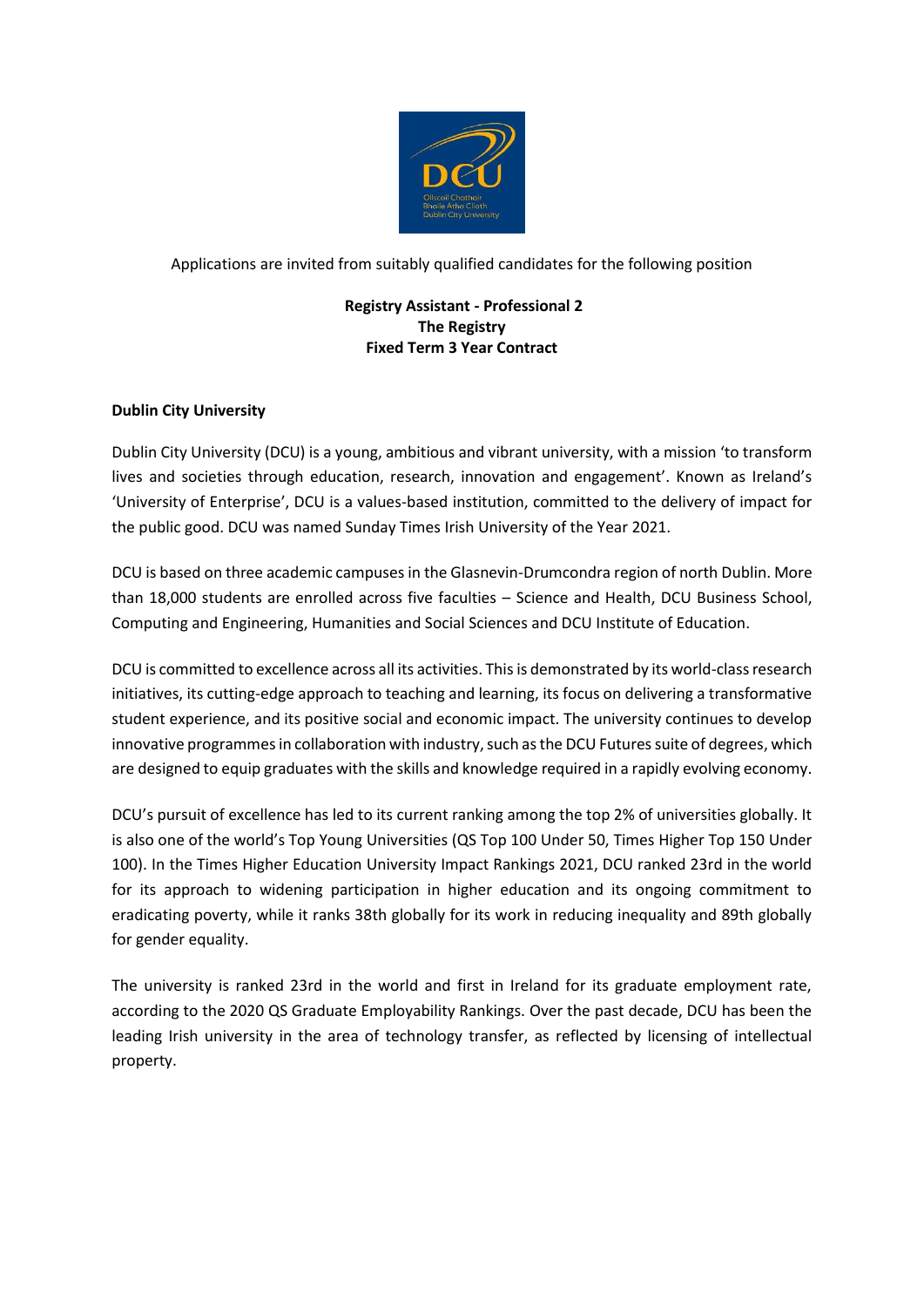Applications are invited from suitably qualified candidates for the following position

**Registry Assistant - Professional 2**
**The Registry**
**Fixed Term 3 Year Contract**

## Dublin City University

Dublin City University (DCU) is a young, ambitious and vibrant university, with a mission 'to transform lives and societies through education, research, innovation and engagement'. Known as Ireland's 'University of Enterprise', DCU is a values-based institution, committed to the delivery of impact for the public good. DCU was named Sunday Times Irish University of the Year 2021.

DCU is based on three academic campuses in the Glasnevin-Drumcondra region of north Dublin. More than 18,000 students are enrolled across five faculties – Science and Health, DCU Business School, Computing and Engineering, Humanities and Social Sciences and DCU Institute of Education.

DCU is committed to excellence across all its activities. This is demonstrated by its world-class research initiatives, its cutting-edge approach to teaching and learning, its focus on delivering a transformative student experience, and its positive social and economic impact. The university continues to develop innovative programmes in collaboration with industry, such as the DCU Futures suite of degrees, which are designed to equip graduates with the skills and knowledge required in a rapidly evolving economy.

DCU's pursuit of excellence has led to its current ranking among the top 2% of universities globally. It is also one of the world's Top Young Universities (QS Top 100 Under 50, Times Higher Top 150 Under 100). In the Times Higher Education University Impact Rankings 2021, DCU ranked 23rd in the world for its approach to widening participation in higher education and its ongoing commitment to eradicating poverty, while it ranks 38th globally for its work in reducing inequality and 89th globally for gender equality.

The university is ranked 23rd in the world and first in Ireland for its graduate employment rate, according to the 2020 QS Graduate Employability Rankings. Over the past decade, DCU has been the leading Irish university in the area of technology transfer, as reflected by licensing of intellectual property.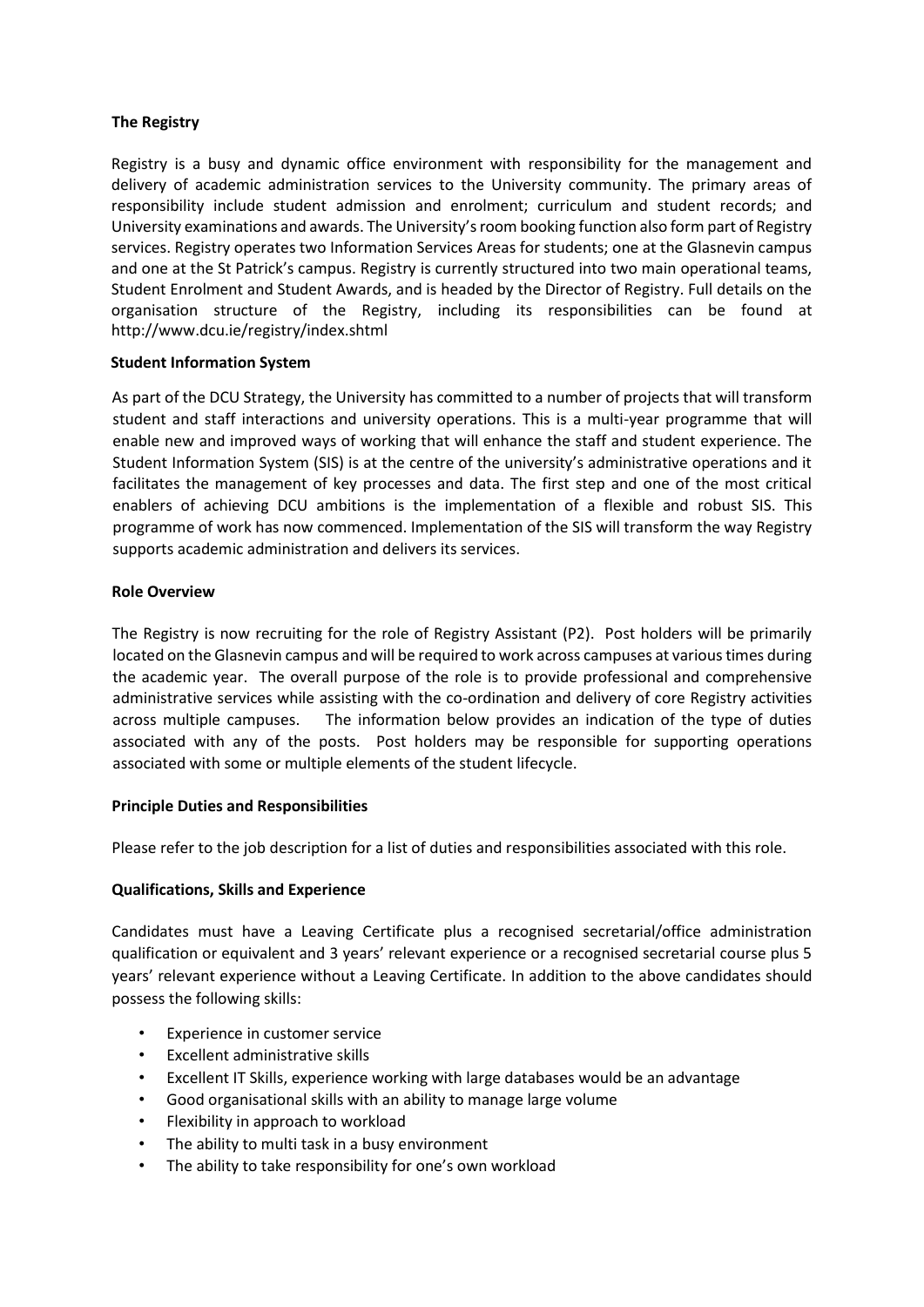**The Registry**

Registry is a busy and dynamic office environment with responsibility for the management and delivery of academic administration services to the University community. The primary areas of responsibility include student admission and enrolment; curriculum and student records; and University examinations and awards. The University's room booking function also form part of Registry services. Registry operates two Information Services Areas for students; one at the Glasnevin campus and one at the St Patrick's campus. Registry is currently structured into two main operational teams, Student Enrolment and Student Awards, and is headed by the Director of Registry. Full details on the organisation structure of the Registry, including its responsibilities can be found at http://www.dcu.ie/registry/index.shtml

**Student Information System**

As part of the DCU Strategy, the University has committed to a number of projects that will transform student and staff interactions and university operations. This is a multi-year programme that will enable new and improved ways of working that will enhance the staff and student experience. The Student Information System (SIS) is at the centre of the university's administrative operations and it facilitates the management of key processes and data. The first step and one of the most critical enablers of achieving DCU ambitions is the implementation of a flexible and robust SIS. This programme of work has now commenced. Implementation of the SIS will transform the way Registry supports academic administration and delivers its services.

**Role Overview**

The Registry is now recruiting for the role of Registry Assistant (P2). Post holders will be primarily located on the Glasnevin campus and will be required to work across campuses at various times during the academic year. The overall purpose of the role is to provide professional and comprehensive administrative services while assisting with the co-ordination and delivery of core Registry activities across multiple campuses. The information below provides an indication of the type of duties associated with any of the posts. Post holders may be responsible for supporting operations associated with some or multiple elements of the student lifecycle.

**Principle Duties and Responsibilities**

Please refer to the job description for a list of duties and responsibilities associated with this role.

**Qualifications, Skills and Experience**

Candidates must have a Leaving Certificate plus a recognised secretarial/office administration qualification or equivalent and 3 years' relevant experience or a recognised secretarial course plus 5 years' relevant experience without a Leaving Certificate. In addition to the above candidates should possess the following skills:

- Experience in customer service
- Excellent administrative skills
- Excellent IT Skills, experience working with large databases would be an advantage
- Good organisational skills with an ability to manage large volume
- Flexibility in approach to workload
- The ability to multi task in a busy environment
- The ability to take responsibility for one's own workload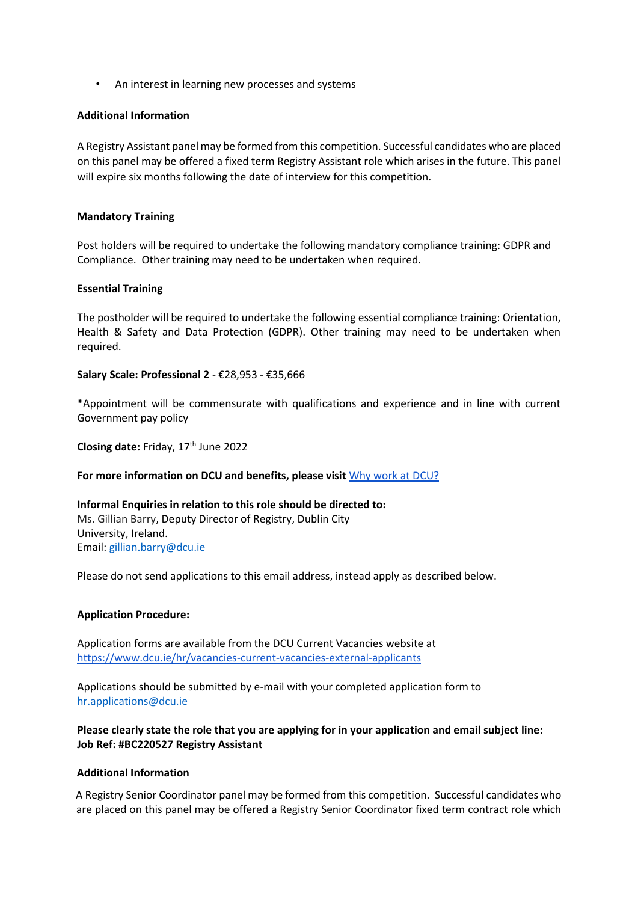- An interest in learning new processes and systems

**Additional Information**

A Registry Assistant panel may be formed from this competition. Successful candidates who are placed on this panel may be offered a fixed term Registry Assistant role which arises in the future. This panel will expire six months following the date of interview for this competition.

**Mandatory Training**

Post holders will be required to undertake the following mandatory compliance training: GDPR and Compliance. Other training may need to be undertaken when required.

**Essential Training**

The postholder will be required to undertake the following essential compliance training: Orientation, Health & Safety and Data Protection (GDPR). Other training may need to be undertaken when required.

**Salary Scale: Professional 2** - €28,953 - €35,666

*Appointment will be commensurate with qualifications and experience and in line with current Government pay policy

**Closing date:** Friday, 17th June 2022

**For more information on DCU and benefits, please visit** [Why work at DCU?]

**Informal Enquiries in relation to this role should be directed to:**
Ms. Gillian Barry, Deputy Director of Registry, Dublin City University, Ireland.
Email: gillian.barry@dcu.ie

Please do not send applications to this email address, instead apply as described below.

**Application Procedure:**

Application forms are available from the DCU Current Vacancies website at https://www.dcu.ie/hr/vacancies-current-vacancies-external-applicants

Applications should be submitted by e-mail with your completed application form to hr.applications@dcu.ie

**Please clearly state the role that you are applying for in your application and email subject line: Job Ref: #BC220527 Registry Assistant**

**Additional Information**

A Registry Senior Coordinator panel may be formed from this competition. Successful candidates who are placed on this panel may be offered a Registry Senior Coordinator fixed term contract role which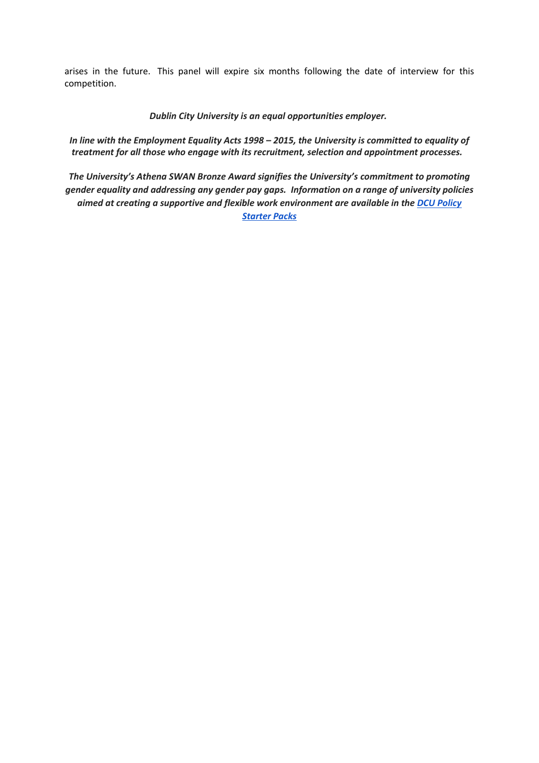arises in the future. This panel will expire six months following the date of interview for this competition.

***Dublin City University is an equal opportunities employer.***

***In line with the Employment Equality Acts 1998 – 2015, the University is committed to equality of treatment for all those who engage with its recruitment, selection and appointment processes.***

***The University's Athena SWAN Bronze Award signifies the University's commitment to promoting gender equality and addressing any gender pay gaps. Information on a range of university policies aimed at creating a supportive and flexible work environment are available in the DCU Policy Starter Packs***